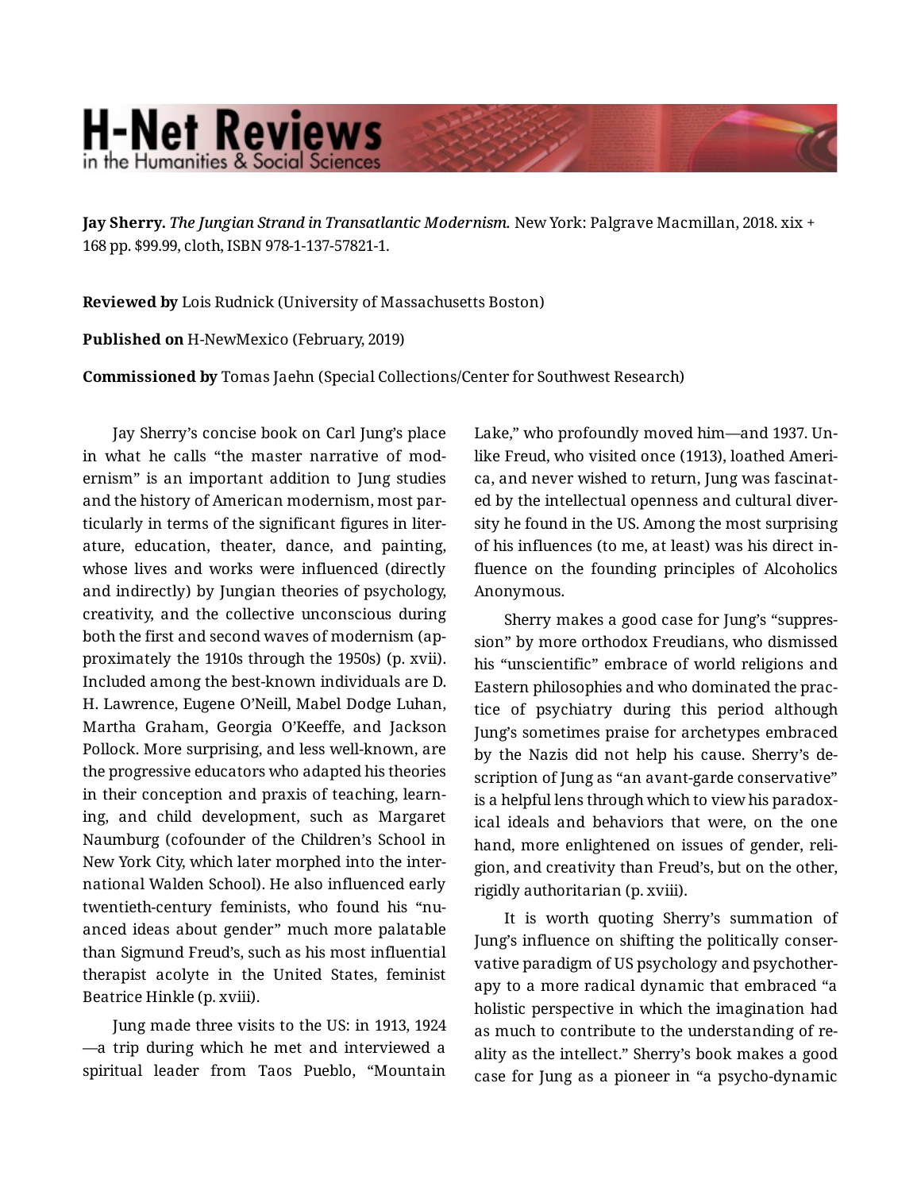**Jay Sherry.** *The Jungian Strand in Transatlantic Modernism.* New York: Palgrave Macmillan, 2018. xix + 168 pp. $99.99, cloth, ISBN 978-1-137-57821-1.

**Reviewed by** Lois Rudnick (University of Massachusetts Boston)

**Published on** H-NewMexico (February, 2019)

**Commissioned by** Tomas Jaehn (Special Collections/Center for Southwest Research)

Jay Sherry's concise book on Carl Jung's place in what he calls "the master narrative of modernism" is an important addition to Jung studies and the history of American modernism, most particularly in terms of the significant figures in literature, education, theater, dance, and painting, whose lives and works were influenced (directly and indirectly) by Jungian theories of psychology, creativity, and the collective unconscious during both the first and second waves of modernism (approximately the 1910s through the 1950s) (p. xvii). Included among the best-known individuals are D. H. Lawrence, Eugene O'Neill, Mabel Dodge Luhan, Martha Graham, Georgia O'Keeffe, and Jackson Pollock. More surprising, and less well-known, are the progressive educators who adapted his theories in their conception and praxis of teaching, learning, and child development, such as Margaret Naumburg (cofounder of the Children's School in New York City, which later morphed into the international Walden School). He also influenced early twentieth-century feminists, who found his "nuanced ideas about gender" much more palatable than Sigmund Freud's, such as his most influential therapist acolyte in the United States, feminist Beatrice Hinkle (p. xviii).

Jung made three visits to the US: in 1913, 1924—a trip during which he met and interviewed a spiritual leader from Taos Pueblo, "Mountain Lake," who profoundly moved him—and 1937. Unlike Freud, who visited once (1913), loathed America, and never wished to return, Jung was fascinated by the intellectual openness and cultural diversity he found in the US. Among the most surprising of his influences (to me, at least) was his direct influence on the founding principles of Alcoholics Anonymous.

Sherry makes a good case for Jung's "suppression" by more orthodox Freudians, who dismissed his "unscientific" embrace of world religions and Eastern philosophies and who dominated the practice of psychiatry during this period although Jung's sometimes praise for archetypes embraced by the Nazis did not help his cause. Sherry's description of Jung as "an avant-garde conservative" is a helpful lens through which to view his paradoxical ideals and behaviors that were, on the one hand, more enlightened on issues of gender, religion, and creativity than Freud's, but on the other, rigidly authoritarian (p. xviii).

It is worth quoting Sherry's summation of Jung's influence on shifting the politically conservative paradigm of US psychology and psychotherapy to a more radical dynamic that embraced "a holistic perspective in which the imagination had as much to contribute to the understanding of reality as the intellect." Sherry's book makes a good case for Jung as a pioneer in "a psycho-dynamic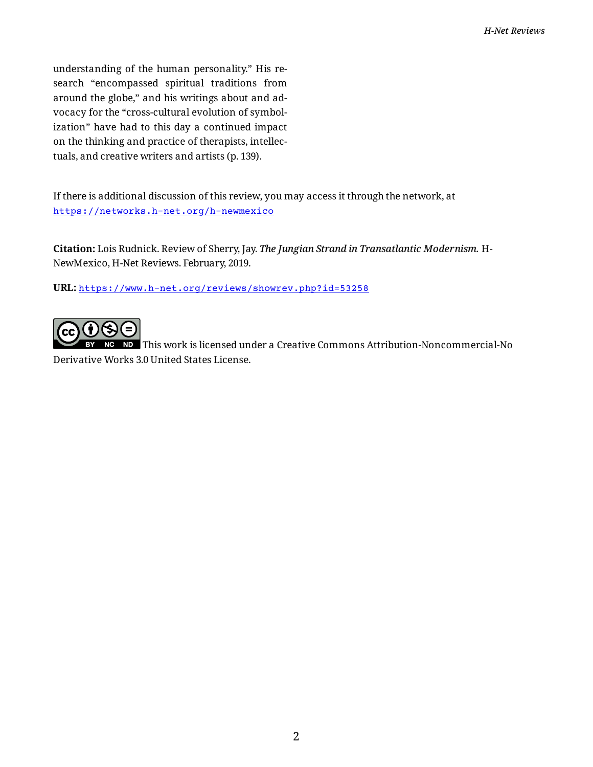understanding of the human personality." His research "encompassed spiritual traditions from around the globe," and his writings about and advocacy for the "cross-cultural evolution of symbolization" have had to this day a continued impact on the thinking and practice of therapists, intellectuals, and creative writers and artists (p. 139).

If there is additional discussion of this review, you may access it through the network, at https://networks.h-net.org/h-newmexico

**Citation:** Lois Rudnick. Review of Sherry, Jay. ***The Jungian Strand in Transatlantic Modernism.*** H-NewMexico, H-Net Reviews. February, 2019.

**URL:** https://www.h-net.org/reviews/showrev.php?id=53258

This work is licensed under a Creative Commons Attribution-Noncommercial-No Derivative Works 3.0 United States License.